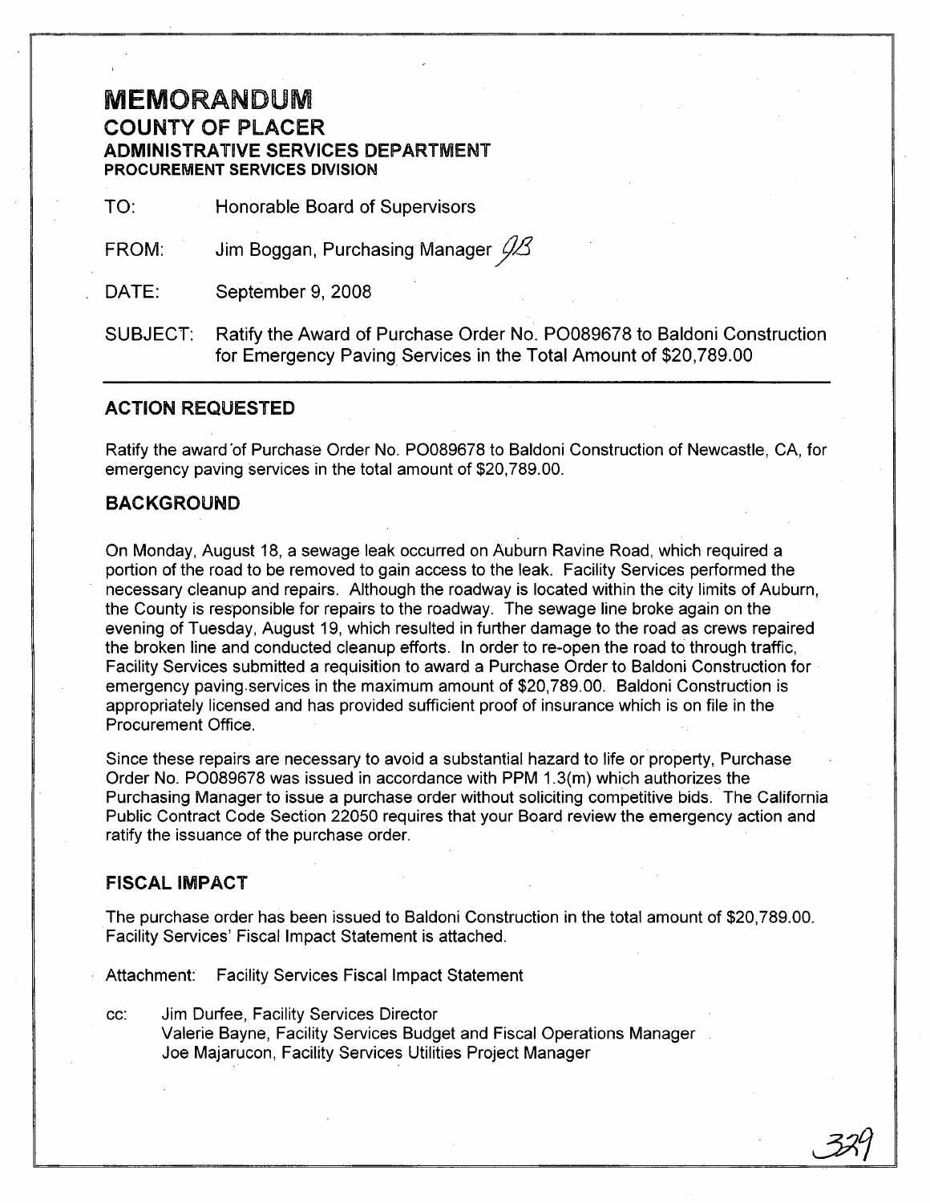# MEMORANDUM
## COUNTY OF PLACER
### ADMINISTRATIVE SERVICES DEPARTMENT
**PROCUREMENT SERVICES DIVISION**

TO: Honorable Board of Supervisors

FROM: Jim Boggan, Purchasing Manager JB

DATE: September 9, 2008

SUBJECT: Ratify the Award of Purchase Order No. PO089678 to Baldoni Construction for Emergency Paving Services in the Total Amount of $20,789.00

---

## ACTION REQUESTED

Ratify the award of Purchase Order No. PO089678 to Baldoni Construction of Newcastle, CA, for emergency paving services in the total amount of $20,789.00.

## BACKGROUND

On Monday, August 18, a sewage leak occurred on Auburn Ravine Road, which required a portion of the road to be removed to gain access to the leak. Facility Services performed the necessary cleanup and repairs. Although the roadway is located within the city limits of Auburn, the County is responsible for repairs to the roadway. The sewage line broke again on the evening of Tuesday, August 19, which resulted in further damage to the road as crews repaired the broken line and conducted cleanup efforts. In order to re-open the road to through traffic, Facility Services submitted a requisition to award a Purchase Order to Baldoni Construction for emergency paving services in the maximum amount of $20,789.00. Baldoni Construction is appropriately licensed and has provided sufficient proof of insurance which is on file in the Procurement Office.

Since these repairs are necessary to avoid a substantial hazard to life or property, Purchase Order No. PO089678 was issued in accordance with PPM 1.3(m) which authorizes the Purchasing Manager to issue a purchase order without soliciting competitive bids. The California Public Contract Code Section 22050 requires that your Board review the emergency action and ratify the issuance of the purchase order.

## FISCAL IMPACT

The purchase order has been issued to Baldoni Construction in the total amount of $20,789.00. Facility Services' Fiscal Impact Statement is attached.

Attachment: Facility Services Fiscal Impact Statement

cc: Jim Durfee, Facility Services Director
Valerie Bayne, Facility Services Budget and Fiscal Operations Manager
Joe Majarucon, Facility Services Utilities Project Manager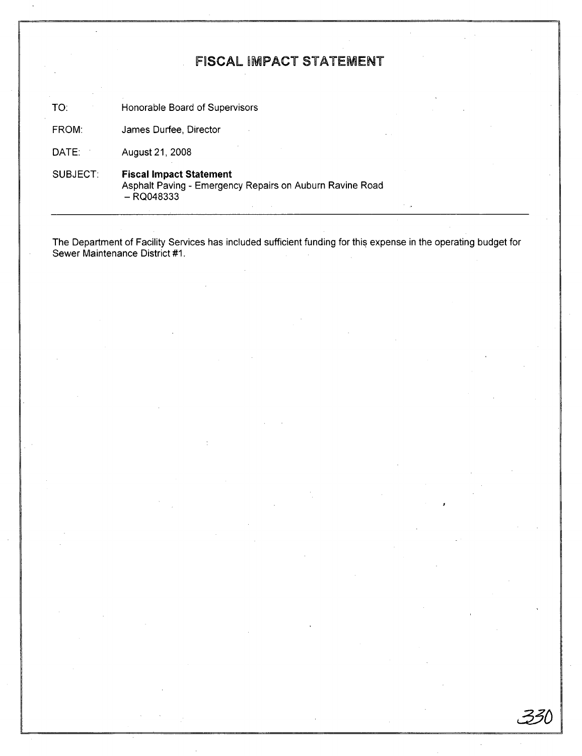# FISCAL IMPACT STATEMENT

TO: Honorable Board of Supervisors

FROM: James Durfee, Director

DATE: August 21, 2008

SUBJECT: **Fiscal Impact Statement**
Asphalt Paving - Emergency Repairs on Auburn Ravine Road – RQ048333

---

The Department of Facility Services has included sufficient funding for this expense in the operating budget for Sewer Maintenance District #1.